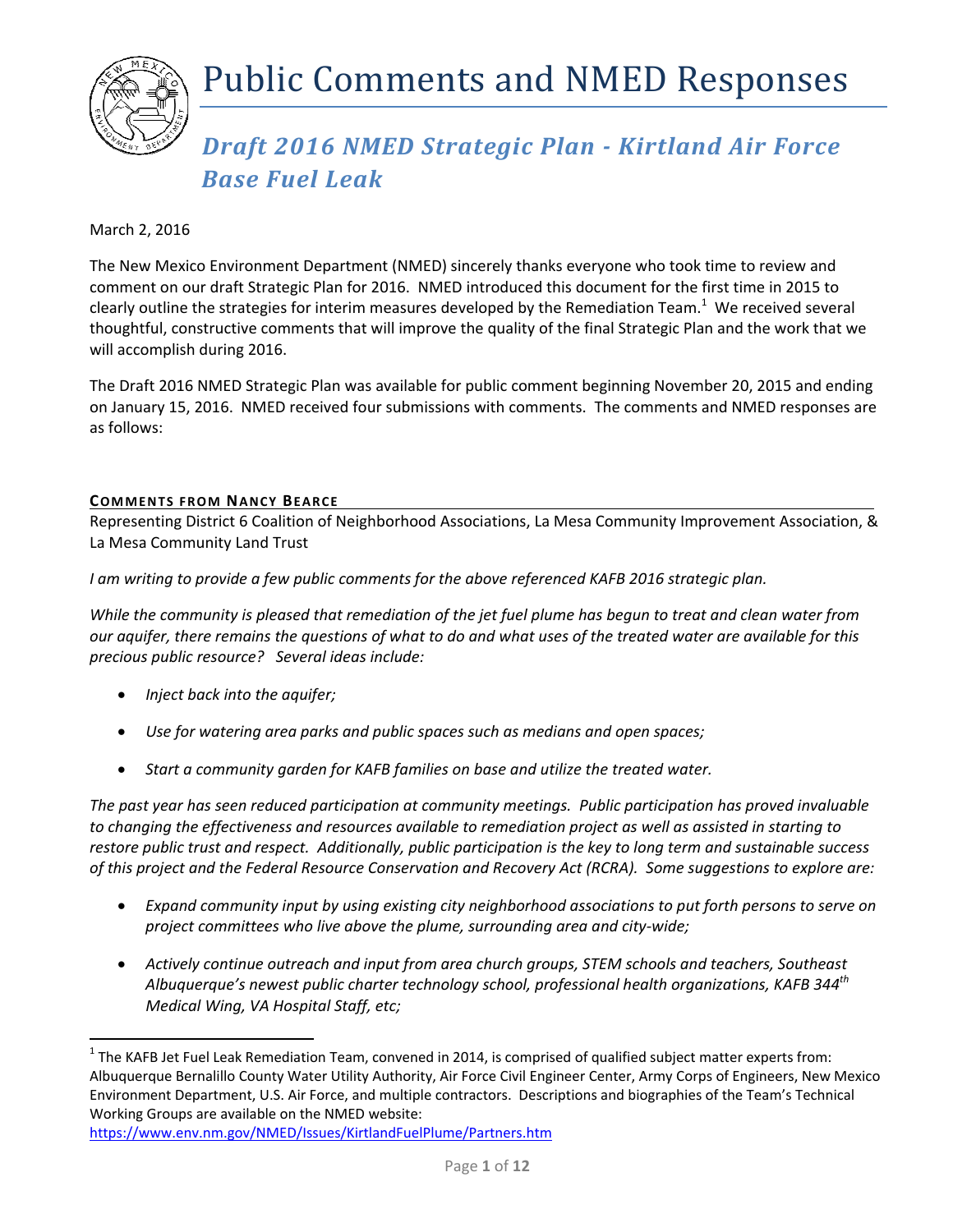# Public Comments and NMED Responses

## *Draft 2016 NMED Strategic Plan - Kirtland Air Force Base Fuel Leak*

March 2, 2016

The New Mexico Environment Department (NMED) sincerely thanks everyone who took time to review and comment on our draft Strategic Plan for 2016. NMED introduced this document for the first time in 2015 to clearly outline the strategies for interim measures developed by the Remediation Team.[1] We received several thoughtful, constructive comments that will improve the quality of the final Strategic Plan and the work that we will accomplish during 2016.

The Draft 2016 NMED Strategic Plan was available for public comment beginning November 20, 2015 and ending on January 15, 2016. NMED received four submissions with comments. The comments and NMED responses are as follows:

### COMMENTS FROM NANCY BEARCE

Representing District 6 Coalition of Neighborhood Associations, La Mesa Community Improvement Association, & La Mesa Community Land Trust

*I am writing to provide a few public comments for the above referenced KAFB 2016 strategic plan.*

*While the community is pleased that remediation of the jet fuel plume has begun to treat and clean water from our aquifer, there remains the questions of what to do and what uses of the treated water are available for this precious public resource? Several ideas include:*

- *Inject back into the aquifer;*
- *Use for watering area parks and public spaces such as medians and open spaces;*
- *Start a community garden for KAFB families on base and utilize the treated water.*

*The past year has seen reduced participation at community meetings. Public participation has proved invaluable to changing the effectiveness and resources available to remediation project as well as assisted in starting to restore public trust and respect. Additionally, public participation is the key to long term and sustainable success of this project and the Federal Resource Conservation and Recovery Act (RCRA). Some suggestions to explore are:*

- *Expand community input by using existing city neighborhood associations to put forth persons to serve on project committees who live above the plume, surrounding area and city-wide;*
- *Actively continue outreach and input from area church groups, STEM schools and teachers, Southeast Albuquerque's newest public charter technology school, professional health organizations, KAFB 344th Medical Wing, VA Hospital Staff, etc;*

[1] The KAFB Jet Fuel Leak Remediation Team, convened in 2014, is comprised of qualified subject matter experts from: Albuquerque Bernalillo County Water Utility Authority, Air Force Civil Engineer Center, Army Corps of Engineers, New Mexico Environment Department, U.S. Air Force, and multiple contractors. Descriptions and biographies of the Team's Technical Working Groups are available on the NMED website: https://www.env.nm.gov/NMED/Issues/KirtlandFuelPlume/Partners.htm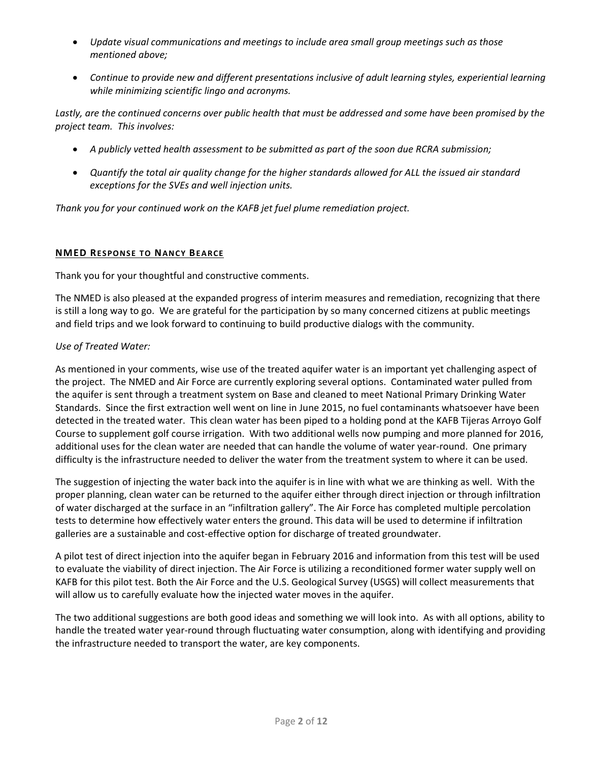- *Update visual communications and meetings to include area small group meetings such as those mentioned above;*
- *Continue to provide new and different presentations inclusive of adult learning styles, experiential learning while minimizing scientific lingo and acronyms.*

*Lastly, are the continued concerns over public health that must be addressed and some have been promised by the project team. This involves:*

- *A publicly vetted health assessment to be submitted as part of the soon due RCRA submission;*
- *Quantify the total air quality change for the higher standards allowed for ALL the issued air standard exceptions for the SVEs and well injection units.*

*Thank you for your continued work on the KAFB jet fuel plume remediation project.*

## NMED RESPONSE TO NANCY BEARCE

Thank you for your thoughtful and constructive comments.

The NMED is also pleased at the expanded progress of interim measures and remediation, recognizing that there is still a long way to go. We are grateful for the participation by so many concerned citizens at public meetings and field trips and we look forward to continuing to build productive dialogs with the community.

*Use of Treated Water:*

As mentioned in your comments, wise use of the treated aquifer water is an important yet challenging aspect of the project. The NMED and Air Force are currently exploring several options. Contaminated water pulled from the aquifer is sent through a treatment system on Base and cleaned to meet National Primary Drinking Water Standards. Since the first extraction well went on line in June 2015, no fuel contaminants whatsoever have been detected in the treated water. This clean water has been piped to a holding pond at the KAFB Tijeras Arroyo Golf Course to supplement golf course irrigation. With two additional wells now pumping and more planned for 2016, additional uses for the clean water are needed that can handle the volume of water year-round. One primary difficulty is the infrastructure needed to deliver the water from the treatment system to where it can be used.

The suggestion of injecting the water back into the aquifer is in line with what we are thinking as well. With the proper planning, clean water can be returned to the aquifer either through direct injection or through infiltration of water discharged at the surface in an "infiltration gallery". The Air Force has completed multiple percolation tests to determine how effectively water enters the ground. This data will be used to determine if infiltration galleries are a sustainable and cost-effective option for discharge of treated groundwater.

A pilot test of direct injection into the aquifer began in February 2016 and information from this test will be used to evaluate the viability of direct injection. The Air Force is utilizing a reconditioned former water supply well on KAFB for this pilot test. Both the Air Force and the U.S. Geological Survey (USGS) will collect measurements that will allow us to carefully evaluate how the injected water moves in the aquifer.

The two additional suggestions are both good ideas and something we will look into. As with all options, ability to handle the treated water year-round through fluctuating water consumption, along with identifying and providing the infrastructure needed to transport the water, are key components.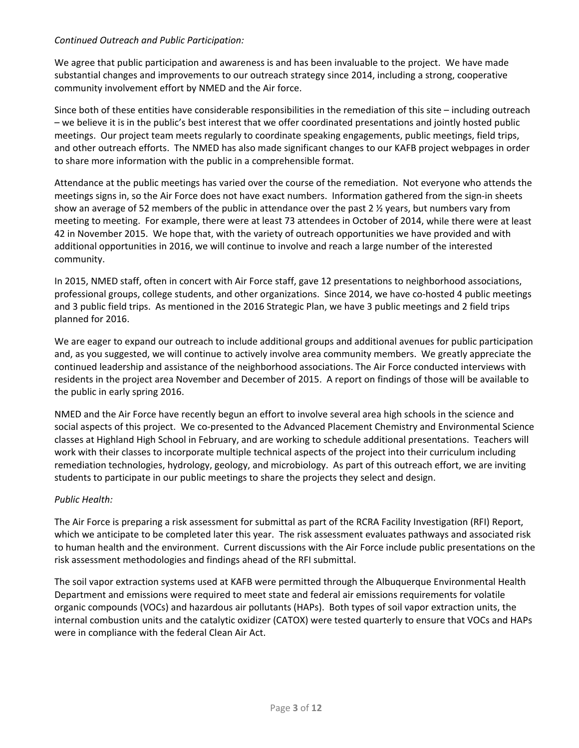*Continued Outreach and Public Participation:*

We agree that public participation and awareness is and has been invaluable to the project. We have made substantial changes and improvements to our outreach strategy since 2014, including a strong, cooperative community involvement effort by NMED and the Air force.

Since both of these entities have considerable responsibilities in the remediation of this site – including outreach – we believe it is in the public's best interest that we offer coordinated presentations and jointly hosted public meetings. Our project team meets regularly to coordinate speaking engagements, public meetings, field trips, and other outreach efforts. The NMED has also made significant changes to our KAFB project webpages in order to share more information with the public in a comprehensible format.

Attendance at the public meetings has varied over the course of the remediation. Not everyone who attends the meetings signs in, so the Air Force does not have exact numbers. Information gathered from the sign-in sheets show an average of 52 members of the public in attendance over the past 2 ½ years, but numbers vary from meeting to meeting. For example, there were at least 73 attendees in October of 2014, while there were at least 42 in November 2015. We hope that, with the variety of outreach opportunities we have provided and with additional opportunities in 2016, we will continue to involve and reach a large number of the interested community.

In 2015, NMED staff, often in concert with Air Force staff, gave 12 presentations to neighborhood associations, professional groups, college students, and other organizations. Since 2014, we have co-hosted 4 public meetings and 3 public field trips. As mentioned in the 2016 Strategic Plan, we have 3 public meetings and 2 field trips planned for 2016.

We are eager to expand our outreach to include additional groups and additional avenues for public participation and, as you suggested, we will continue to actively involve area community members. We greatly appreciate the continued leadership and assistance of the neighborhood associations. The Air Force conducted interviews with residents in the project area November and December of 2015. A report on findings of those will be available to the public in early spring 2016.

NMED and the Air Force have recently begun an effort to involve several area high schools in the science and social aspects of this project. We co-presented to the Advanced Placement Chemistry and Environmental Science classes at Highland High School in February, and are working to schedule additional presentations. Teachers will work with their classes to incorporate multiple technical aspects of the project into their curriculum including remediation technologies, hydrology, geology, and microbiology. As part of this outreach effort, we are inviting students to participate in our public meetings to share the projects they select and design.

*Public Health:*

The Air Force is preparing a risk assessment for submittal as part of the RCRA Facility Investigation (RFI) Report, which we anticipate to be completed later this year. The risk assessment evaluates pathways and associated risk to human health and the environment. Current discussions with the Air Force include public presentations on the risk assessment methodologies and findings ahead of the RFI submittal.

The soil vapor extraction systems used at KAFB were permitted through the Albuquerque Environmental Health Department and emissions were required to meet state and federal air emissions requirements for volatile organic compounds (VOCs) and hazardous air pollutants (HAPs). Both types of soil vapor extraction units, the internal combustion units and the catalytic oxidizer (CATOX) were tested quarterly to ensure that VOCs and HAPs were in compliance with the federal Clean Air Act.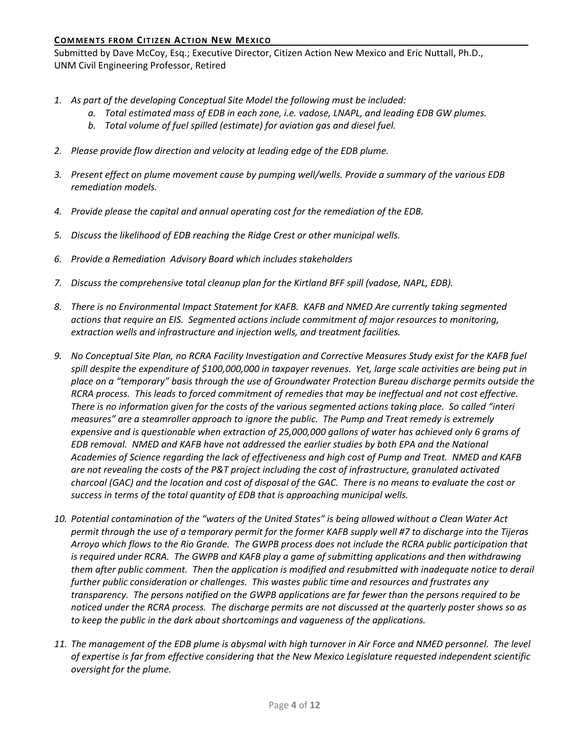## COMMENTS FROM CITIZEN ACTION NEW MEXICO

Submitted by Dave McCoy, Esq.; Executive Director, Citizen Action New Mexico and Eric Nuttall, Ph.D., UNM Civil Engineering Professor, Retired

1. *As part of the developing Conceptual Site Model the following must be included:*
    a. *Total estimated mass of EDB in each zone, i.e. vadose, LNAPL, and leading EDB GW plumes.*
    b. *Total volume of fuel spilled (estimate) for aviation gas and diesel fuel.*

2. *Please provide flow direction and velocity at leading edge of the EDB plume.*

3. *Present effect on plume movement cause by pumping well/wells. Provide a summary of the various EDB remediation models.*

4. *Provide please the capital and annual operating cost for the remediation of the EDB.*

5. *Discuss the likelihood of EDB reaching the Ridge Crest or other municipal wells.*

6. *Provide a Remediation Advisory Board which includes stakeholders*

7. *Discuss the comprehensive total cleanup plan for the Kirtland BFF spill (vadose, NAPL, EDB).*

8. *There is no Environmental Impact Statement for KAFB. KAFB and NMED Are currently taking segmented actions that require an EIS. Segmented actions include commitment of major resources to monitoring, extraction wells and infrastructure and injection wells, and treatment facilities.*

9. *No Conceptual Site Plan, no RCRA Facility Investigation and Corrective Measures Study exist for the KAFB fuel spill despite the expenditure of $100,000,000 in taxpayer revenues. Yet, large scale activities are being put in place on a "temporary" basis through the use of Groundwater Protection Bureau discharge permits outside the RCRA process. This leads to forced commitment of remedies that may be ineffectual and not cost effective. There is no information given for the costs of the various segmented actions taking place. So called "interi measures" are a steamroller approach to ignore the public. The Pump and Treat remedy is extremely expensive and is questionable when extraction of 25,000,000 gallons of water has achieved only 6 grams of EDB removal. NMED and KAFB have not addressed the earlier studies by both EPA and the National Academies of Science regarding the lack of effectiveness and high cost of Pump and Treat. NMED and KAFB are not revealing the costs of the P&T project including the cost of infrastructure, granulated activated charcoal (GAC) and the location and cost of disposal of the GAC. There is no means to evaluate the cost or success in terms of the total quantity of EDB that is approaching municipal wells.*

10. *Potential contamination of the "waters of the United States" is being allowed without a Clean Water Act permit through the use of a temporary permit for the former KAFB supply well #7 to discharge into the Tijeras Arroyo which flows to the Rio Grande. The GWPB process does not include the RCRA public participation that is required under RCRA. The GWPB and KAFB play a game of submitting applications and then withdrawing them after public comment. Then the application is modified and resubmitted with inadequate notice to derail further public consideration or challenges. This wastes public time and resources and frustrates any transparency. The persons notified on the GWPB applications are far fewer than the persons required to be noticed under the RCRA process. The discharge permits are not discussed at the quarterly poster shows so as to keep the public in the dark about shortcomings and vagueness of the applications.*

11. *The management of the EDB plume is abysmal with high turnover in Air Force and NMED personnel. The level of expertise is far from effective considering that the New Mexico Legislature requested independent scientific oversight for the plume.*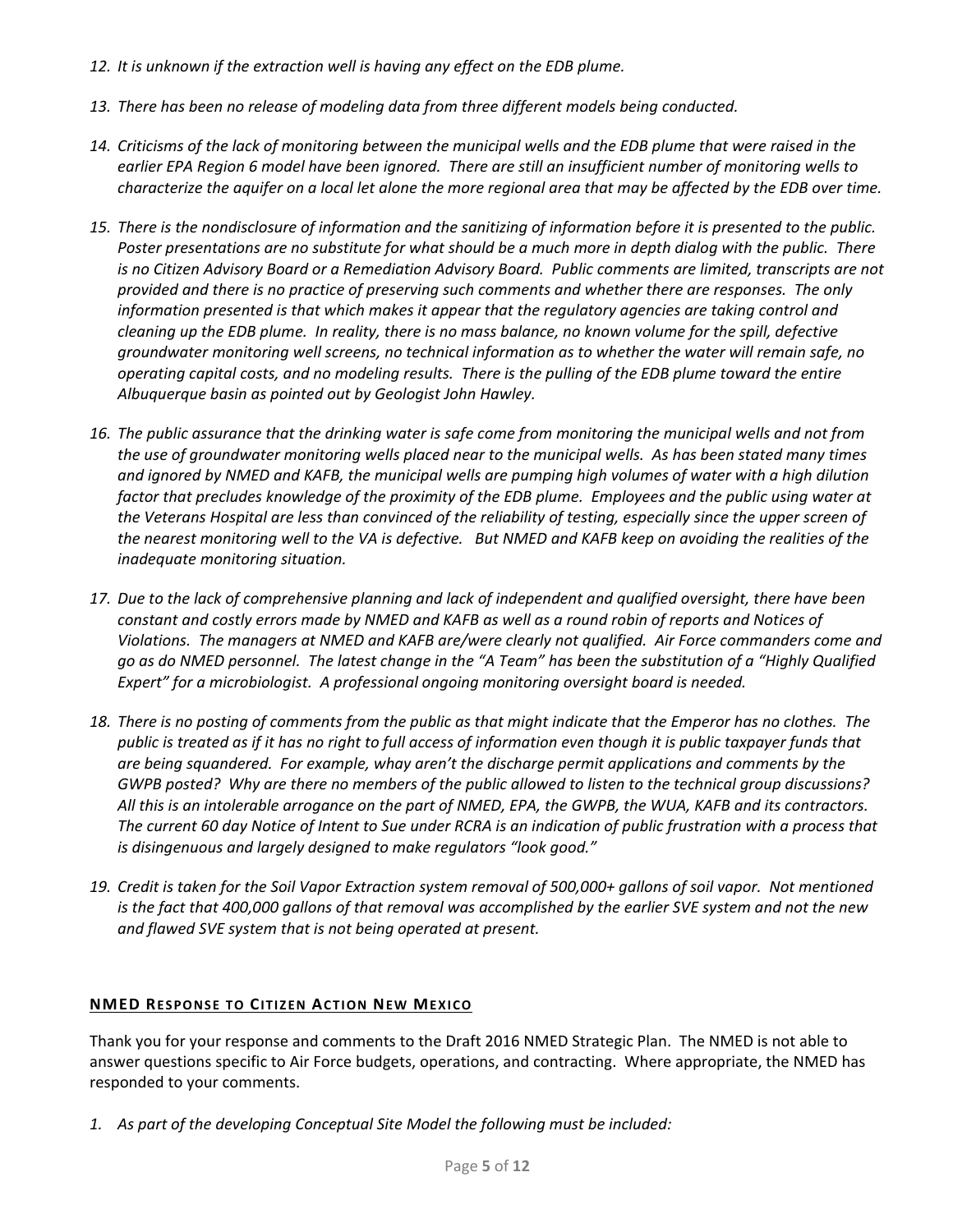12. *It is unknown if the extraction well is having any effect on the EDB plume.*

13. *There has been no release of modeling data from three different models being conducted.*

14. *Criticisms of the lack of monitoring between the municipal wells and the EDB plume that were raised in the earlier EPA Region 6 model have been ignored. There are still an insufficient number of monitoring wells to characterize the aquifer on a local let alone the more regional area that may be affected by the EDB over time.*

15. *There is the nondisclosure of information and the sanitizing of information before it is presented to the public. Poster presentations are no substitute for what should be a much more in depth dialog with the public. There is no Citizen Advisory Board or a Remediation Advisory Board. Public comments are limited, transcripts are not provided and there is no practice of preserving such comments and whether there are responses. The only information presented is that which makes it appear that the regulatory agencies are taking control and cleaning up the EDB plume. In reality, there is no mass balance, no known volume for the spill, defective groundwater monitoring well screens, no technical information as to whether the water will remain safe, no operating capital costs, and no modeling results. There is the pulling of the EDB plume toward the entire Albuquerque basin as pointed out by Geologist John Hawley.*

16. *The public assurance that the drinking water is safe come from monitoring the municipal wells and not from the use of groundwater monitoring wells placed near to the municipal wells. As has been stated many times and ignored by NMED and KAFB, the municipal wells are pumping high volumes of water with a high dilution factor that precludes knowledge of the proximity of the EDB plume. Employees and the public using water at the Veterans Hospital are less than convinced of the reliability of testing, especially since the upper screen of the nearest monitoring well to the VA is defective. But NMED and KAFB keep on avoiding the realities of the inadequate monitoring situation.*

17. *Due to the lack of comprehensive planning and lack of independent and qualified oversight, there have been constant and costly errors made by NMED and KAFB as well as a round robin of reports and Notices of Violations. The managers at NMED and KAFB are/were clearly not qualified. Air Force commanders come and go as do NMED personnel. The latest change in the "A Team" has been the substitution of a "Highly Qualified Expert" for a microbiologist. A professional ongoing monitoring oversight board is needed.*

18. *There is no posting of comments from the public as that might indicate that the Emperor has no clothes. The public is treated as if it has no right to full access of information even though it is public taxpayer funds that are being squandered. For example, whay aren't the discharge permit applications and comments by the GWPB posted? Why are there no members of the public allowed to listen to the technical group discussions? All this is an intolerable arrogance on the part of NMED, EPA, the GWPB, the WUA, KAFB and its contractors. The current 60 day Notice of Intent to Sue under RCRA is an indication of public frustration with a process that is disingenuous and largely designed to make regulators "look good."*

19. *Credit is taken for the Soil Vapor Extraction system removal of 500,000+ gallons of soil vapor. Not mentioned is the fact that 400,000 gallons of that removal was accomplished by the earlier SVE system and not the new and flawed SVE system that is not being operated at present.*

## NMED Response to Citizen Action New Mexico

Thank you for your response and comments to the Draft 2016 NMED Strategic Plan. The NMED is not able to answer questions specific to Air Force budgets, operations, and contracting. Where appropriate, the NMED has responded to your comments.

1. *As part of the developing Conceptual Site Model the following must be included:*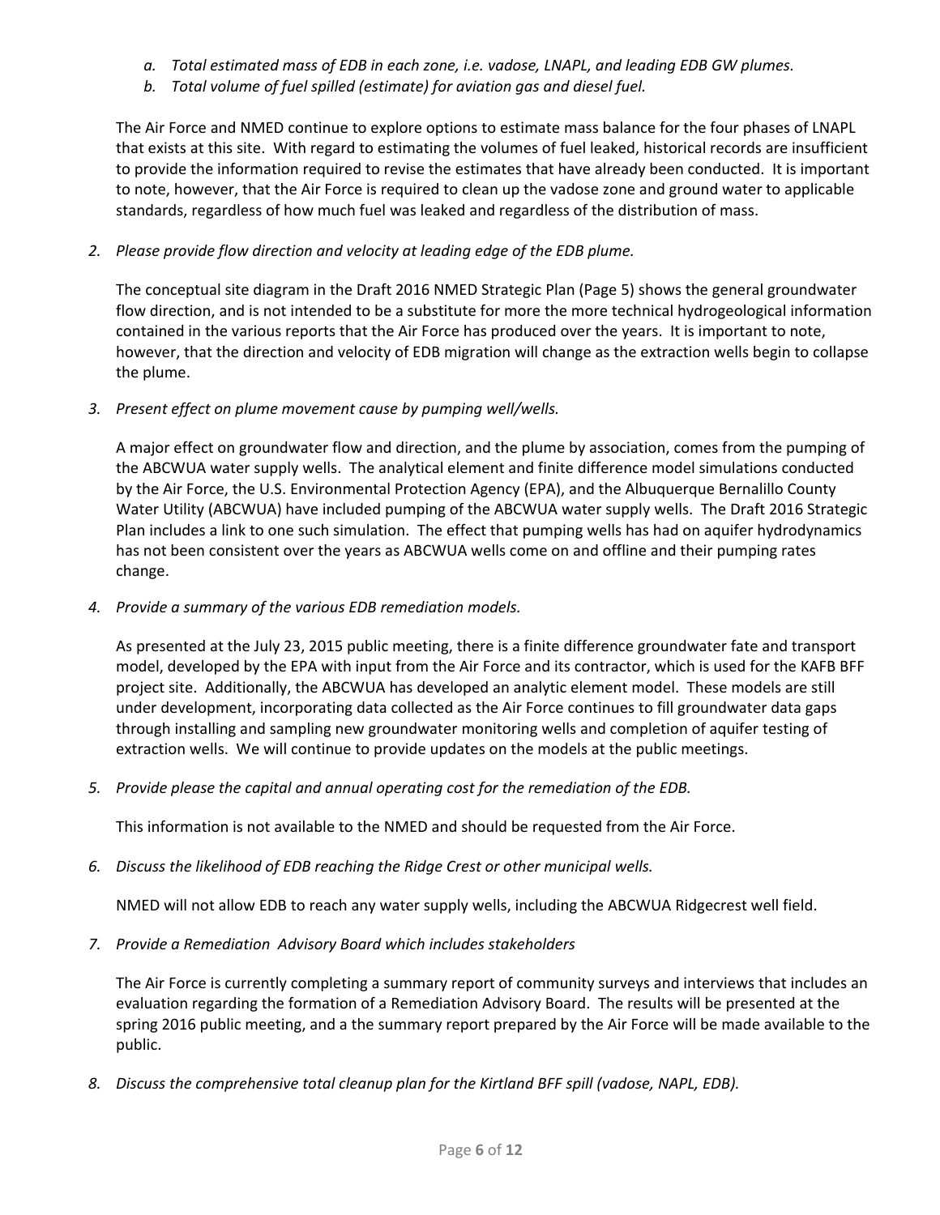a. *Total estimated mass of EDB in each zone, i.e. vadose, LNAPL, and leading EDB GW plumes.*
b. *Total volume of fuel spilled (estimate) for aviation gas and diesel fuel.*

The Air Force and NMED continue to explore options to estimate mass balance for the four phases of LNAPL that exists at this site. With regard to estimating the volumes of fuel leaked, historical records are insufficient to provide the information required to revise the estimates that have already been conducted. It is important to note, however, that the Air Force is required to clean up the vadose zone and ground water to applicable standards, regardless of how much fuel was leaked and regardless of the distribution of mass.

2. *Please provide flow direction and velocity at leading edge of the EDB plume.*

   The conceptual site diagram in the Draft 2016 NMED Strategic Plan (Page 5) shows the general groundwater flow direction, and is not intended to be a substitute for more the more technical hydrogeological information contained in the various reports that the Air Force has produced over the years. It is important to note, however, that the direction and velocity of EDB migration will change as the extraction wells begin to collapse the plume.

3. *Present effect on plume movement cause by pumping well/wells.*

   A major effect on groundwater flow and direction, and the plume by association, comes from the pumping of the ABCWUA water supply wells. The analytical element and finite difference model simulations conducted by the Air Force, the U.S. Environmental Protection Agency (EPA), and the Albuquerque Bernalillo County Water Utility (ABCWUA) have included pumping of the ABCWUA water supply wells. The Draft 2016 Strategic Plan includes a link to one such simulation. The effect that pumping wells has had on aquifer hydrodynamics has not been consistent over the years as ABCWUA wells come on and offline and their pumping rates change.

4. *Provide a summary of the various EDB remediation models.*

   As presented at the July 23, 2015 public meeting, there is a finite difference groundwater fate and transport model, developed by the EPA with input from the Air Force and its contractor, which is used for the KAFB BFF project site. Additionally, the ABCWUA has developed an analytic element model. These models are still under development, incorporating data collected as the Air Force continues to fill groundwater data gaps through installing and sampling new groundwater monitoring wells and completion of aquifer testing of extraction wells. We will continue to provide updates on the models at the public meetings.

5. *Provide please the capital and annual operating cost for the remediation of the EDB.*

   This information is not available to the NMED and should be requested from the Air Force.

6. *Discuss the likelihood of EDB reaching the Ridge Crest or other municipal wells.*

   NMED will not allow EDB to reach any water supply wells, including the ABCWUA Ridgecrest well field.

7. *Provide a Remediation Advisory Board which includes stakeholders*

   The Air Force is currently completing a summary report of community surveys and interviews that includes an evaluation regarding the formation of a Remediation Advisory Board. The results will be presented at the spring 2016 public meeting, and a the summary report prepared by the Air Force will be made available to the public.

8. *Discuss the comprehensive total cleanup plan for the Kirtland BFF spill (vadose, NAPL, EDB).*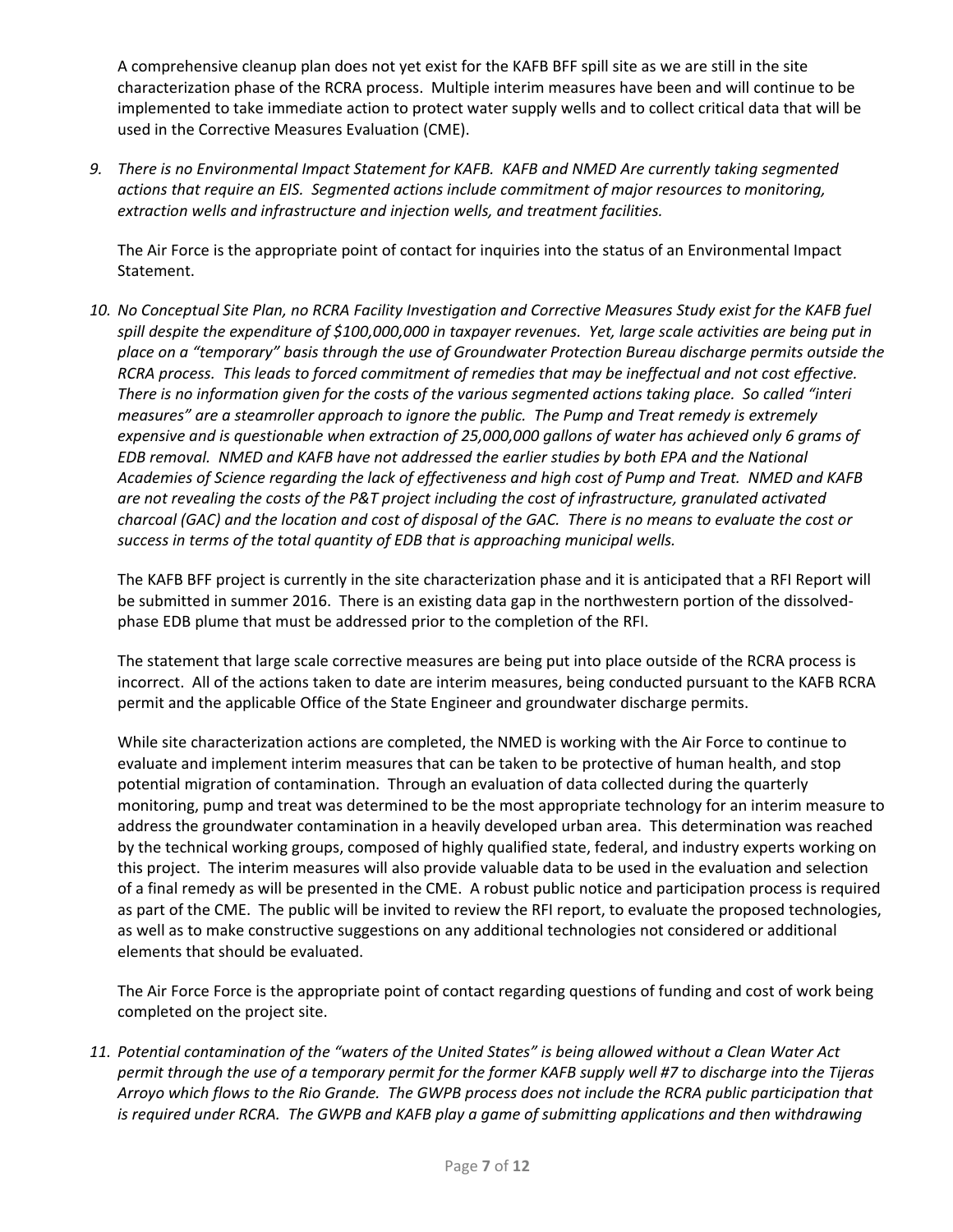A comprehensive cleanup plan does not yet exist for the KAFB BFF spill site as we are still in the site characterization phase of the RCRA process. Multiple interim measures have been and will continue to be implemented to take immediate action to protect water supply wells and to collect critical data that will be used in the Corrective Measures Evaluation (CME).

9. *There is no Environmental Impact Statement for KAFB. KAFB and NMED Are currently taking segmented actions that require an EIS. Segmented actions include commitment of major resources to monitoring, extraction wells and infrastructure and injection wells, and treatment facilities.*

   The Air Force is the appropriate point of contact for inquiries into the status of an Environmental Impact Statement.

10. *No Conceptual Site Plan, no RCRA Facility Investigation and Corrective Measures Study exist for the KAFB fuel spill despite the expenditure of $100,000,000 in taxpayer revenues. Yet, large scale activities are being put in place on a "temporary" basis through the use of Groundwater Protection Bureau discharge permits outside the RCRA process. This leads to forced commitment of remedies that may be ineffectual and not cost effective. There is no information given for the costs of the various segmented actions taking place. So called "interi measures" are a steamroller approach to ignore the public. The Pump and Treat remedy is extremely expensive and is questionable when extraction of 25,000,000 gallons of water has achieved only 6 grams of EDB removal. NMED and KAFB have not addressed the earlier studies by both EPA and the National Academies of Science regarding the lack of effectiveness and high cost of Pump and Treat. NMED and KAFB are not revealing the costs of the P&T project including the cost of infrastructure, granulated activated charcoal (GAC) and the location and cost of disposal of the GAC. There is no means to evaluate the cost or success in terms of the total quantity of EDB that is approaching municipal wells.*

    The KAFB BFF project is currently in the site characterization phase and it is anticipated that a RFI Report will be submitted in summer 2016. There is an existing data gap in the northwestern portion of the dissolved-phase EDB plume that must be addressed prior to the completion of the RFI.

    The statement that large scale corrective measures are being put into place outside of the RCRA process is incorrect. All of the actions taken to date are interim measures, being conducted pursuant to the KAFB RCRA permit and the applicable Office of the State Engineer and groundwater discharge permits.

    While site characterization actions are completed, the NMED is working with the Air Force to continue to evaluate and implement interim measures that can be taken to be protective of human health, and stop potential migration of contamination. Through an evaluation of data collected during the quarterly monitoring, pump and treat was determined to be the most appropriate technology for an interim measure to address the groundwater contamination in a heavily developed urban area. This determination was reached by the technical working groups, composed of highly qualified state, federal, and industry experts working on this project. The interim measures will also provide valuable data to be used in the evaluation and selection of a final remedy as will be presented in the CME. A robust public notice and participation process is required as part of the CME. The public will be invited to review the RFI report, to evaluate the proposed technologies, as well as to make constructive suggestions on any additional technologies not considered or additional elements that should be evaluated.

    The Air Force Force is the appropriate point of contact regarding questions of funding and cost of work being completed on the project site.

11. *Potential contamination of the "waters of the United States" is being allowed without a Clean Water Act permit through the use of a temporary permit for the former KAFB supply well #7 to discharge into the Tijeras Arroyo which flows to the Rio Grande. The GWPB process does not include the RCRA public participation that is required under RCRA. The GWPB and KAFB play a game of submitting applications and then withdrawing*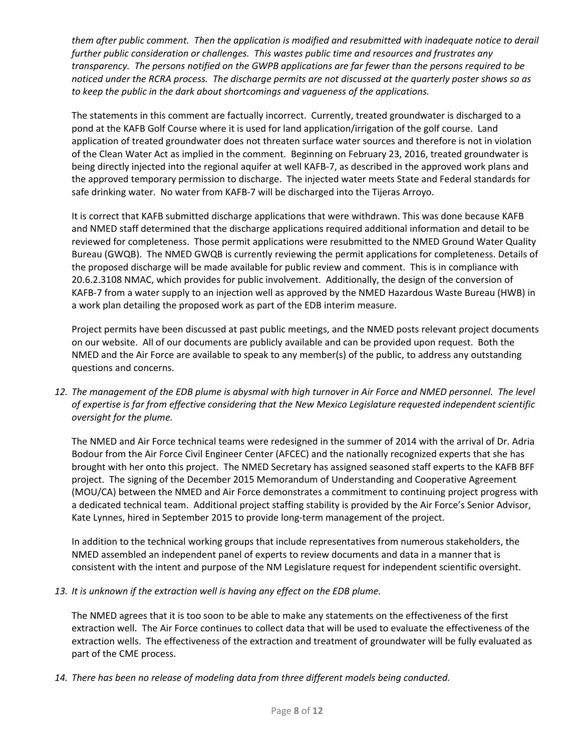*them after public comment. Then the application is modified and resubmitted with inadequate notice to derail further public consideration or challenges. This wastes public time and resources and frustrates any transparency. The persons notified on the GWPB applications are far fewer than the persons required to be noticed under the RCRA process. The discharge permits are not discussed at the quarterly poster shows so as to keep the public in the dark about shortcomings and vagueness of the applications.*

The statements in this comment are factually incorrect. Currently, treated groundwater is discharged to a pond at the KAFB Golf Course where it is used for land application/irrigation of the golf course. Land application of treated groundwater does not threaten surface water sources and therefore is not in violation of the Clean Water Act as implied in the comment. Beginning on February 23, 2016, treated groundwater is being directly injected into the regional aquifer at well KAFB-7, as described in the approved work plans and the approved temporary permission to discharge. The injected water meets State and Federal standards for safe drinking water. No water from KAFB-7 will be discharged into the Tijeras Arroyo.

It is correct that KAFB submitted discharge applications that were withdrawn. This was done because KAFB and NMED staff determined that the discharge applications required additional information and detail to be reviewed for completeness. Those permit applications were resubmitted to the NMED Ground Water Quality Bureau (GWQB). The NMED GWQB is currently reviewing the permit applications for completeness. Details of the proposed discharge will be made available for public review and comment. This is in compliance with 20.6.2.3108 NMAC, which provides for public involvement. Additionally, the design of the conversion of KAFB-7 from a water supply to an injection well as approved by the NMED Hazardous Waste Bureau (HWB) in a work plan detailing the proposed work as part of the EDB interim measure.

Project permits have been discussed at past public meetings, and the NMED posts relevant project documents on our website. All of our documents are publicly available and can be provided upon request. Both the NMED and the Air Force are available to speak to any member(s) of the public, to address any outstanding questions and concerns.

12. *The management of the EDB plume is abysmal with high turnover in Air Force and NMED personnel. The level of expertise is far from effective considering that the New Mexico Legislature requested independent scientific oversight for the plume.*

    The NMED and Air Force technical teams were redesigned in the summer of 2014 with the arrival of Dr. Adria Bodour from the Air Force Civil Engineer Center (AFCEC) and the nationally recognized experts that she has brought with her onto this project. The NMED Secretary has assigned seasoned staff experts to the KAFB BFF project. The signing of the December 2015 Memorandum of Understanding and Cooperative Agreement (MOU/CA) between the NMED and Air Force demonstrates a commitment to continuing project progress with a dedicated technical team. Additional project staffing stability is provided by the Air Force's Senior Advisor, Kate Lynnes, hired in September 2015 to provide long-term management of the project.

    In addition to the technical working groups that include representatives from numerous stakeholders, the NMED assembled an independent panel of experts to review documents and data in a manner that is consistent with the intent and purpose of the NM Legislature request for independent scientific oversight.

13. *It is unknown if the extraction well is having any effect on the EDB plume.*

    The NMED agrees that it is too soon to be able to make any statements on the effectiveness of the first extraction well. The Air Force continues to collect data that will be used to evaluate the effectiveness of the extraction wells. The effectiveness of the extraction and treatment of groundwater will be fully evaluated as part of the CME process.

14. *There has been no release of modeling data from three different models being conducted.*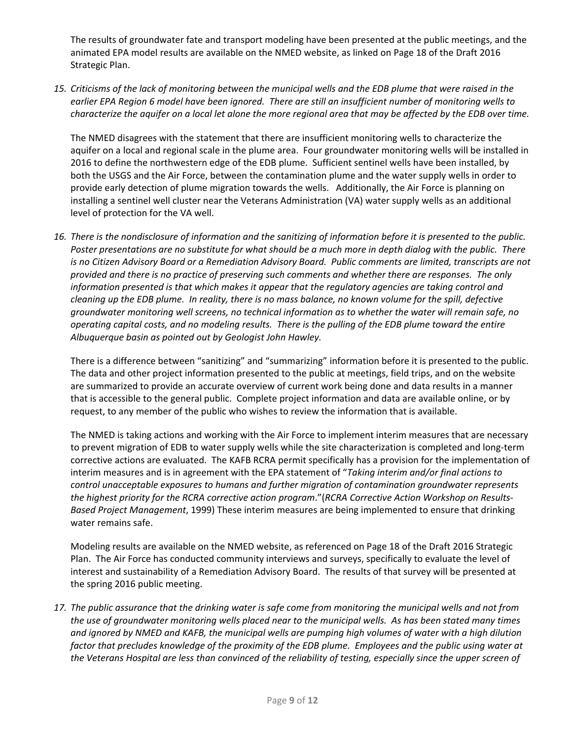The results of groundwater fate and transport modeling have been presented at the public meetings, and the animated EPA model results are available on the NMED website, as linked on Page 18 of the Draft 2016 Strategic Plan.

15. *Criticisms of the lack of monitoring between the municipal wells and the EDB plume that were raised in the earlier EPA Region 6 model have been ignored. There are still an insufficient number of monitoring wells to characterize the aquifer on a local let alone the more regional area that may be affected by the EDB over time.*

    The NMED disagrees with the statement that there are insufficient monitoring wells to characterize the aquifer on a local and regional scale in the plume area. Four groundwater monitoring wells will be installed in 2016 to define the northwestern edge of the EDB plume. Sufficient sentinel wells have been installed, by both the USGS and the Air Force, between the contamination plume and the water supply wells in order to provide early detection of plume migration towards the wells. Additionally, the Air Force is planning on installing a sentinel well cluster near the Veterans Administration (VA) water supply wells as an additional level of protection for the VA well.

16. *There is the nondisclosure of information and the sanitizing of information before it is presented to the public. Poster presentations are no substitute for what should be a much more in depth dialog with the public. There is no Citizen Advisory Board or a Remediation Advisory Board. Public comments are limited, transcripts are not provided and there is no practice of preserving such comments and whether there are responses. The only information presented is that which makes it appear that the regulatory agencies are taking control and cleaning up the EDB plume. In reality, there is no mass balance, no known volume for the spill, defective groundwater monitoring well screens, no technical information as to whether the water will remain safe, no operating capital costs, and no modeling results. There is the pulling of the EDB plume toward the entire Albuquerque basin as pointed out by Geologist John Hawley.*

    There is a difference between "sanitizing" and "summarizing" information before it is presented to the public. The data and other project information presented to the public at meetings, field trips, and on the website are summarized to provide an accurate overview of current work being done and data results in a manner that is accessible to the general public. Complete project information and data are available online, or by request, to any member of the public who wishes to review the information that is available.

    The NMED is taking actions and working with the Air Force to implement interim measures that are necessary to prevent migration of EDB to water supply wells while the site characterization is completed and long-term corrective actions are evaluated. The KAFB RCRA permit specifically has a provision for the implementation of interim measures and is in agreement with the EPA statement of "*Taking interim and/or final actions to control unacceptable exposures to humans and further migration of contamination groundwater represents the highest priority for the RCRA corrective action program*."(*RCRA Corrective Action Workshop on Results-Based Project Management*, 1999) These interim measures are being implemented to ensure that drinking water remains safe.

    Modeling results are available on the NMED website, as referenced on Page 18 of the Draft 2016 Strategic Plan. The Air Force has conducted community interviews and surveys, specifically to evaluate the level of interest and sustainability of a Remediation Advisory Board. The results of that survey will be presented at the spring 2016 public meeting.

17. *The public assurance that the drinking water is safe come from monitoring the municipal wells and not from the use of groundwater monitoring wells placed near to the municipal wells. As has been stated many times and ignored by NMED and KAFB, the municipal wells are pumping high volumes of water with a high dilution factor that precludes knowledge of the proximity of the EDB plume. Employees and the public using water at the Veterans Hospital are less than convinced of the reliability of testing, especially since the upper screen of*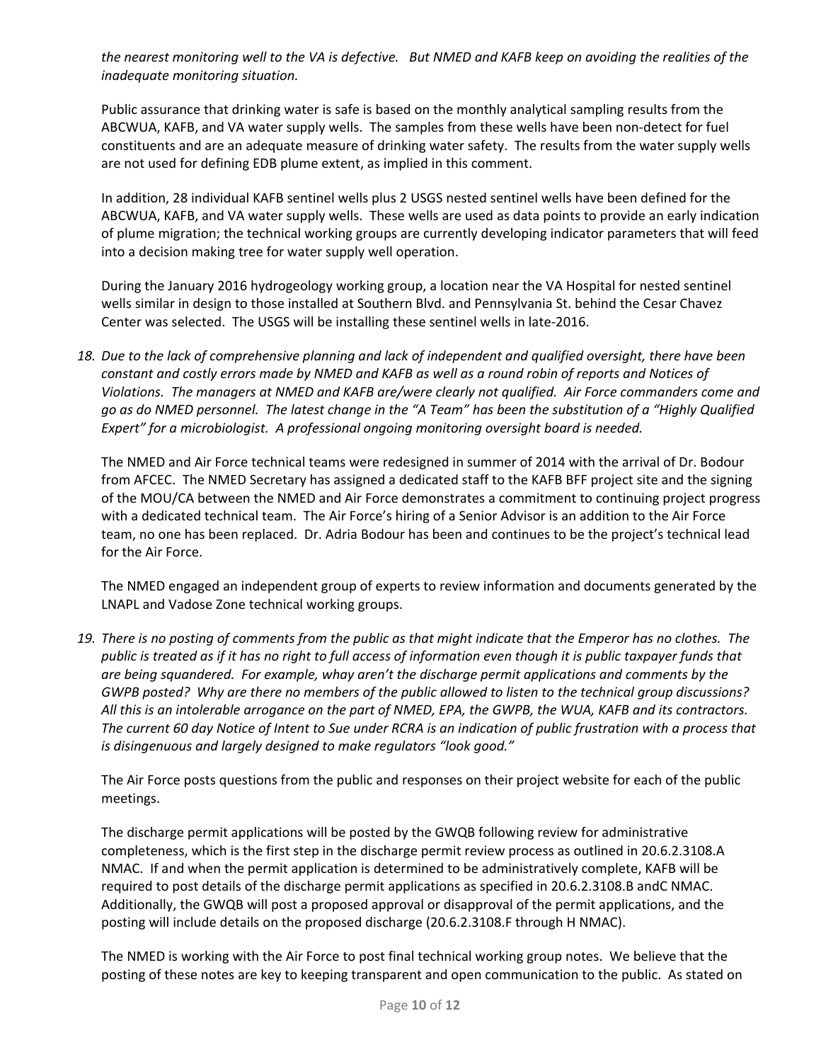*the nearest monitoring well to the VA is defective. But NMED and KAFB keep on avoiding the realities of the inadequate monitoring situation.*

Public assurance that drinking water is safe is based on the monthly analytical sampling results from the ABCWUA, KAFB, and VA water supply wells. The samples from these wells have been non-detect for fuel constituents and are an adequate measure of drinking water safety. The results from the water supply wells are not used for defining EDB plume extent, as implied in this comment.

In addition, 28 individual KAFB sentinel wells plus 2 USGS nested sentinel wells have been defined for the ABCWUA, KAFB, and VA water supply wells. These wells are used as data points to provide an early indication of plume migration; the technical working groups are currently developing indicator parameters that will feed into a decision making tree for water supply well operation.

During the January 2016 hydrogeology working group, a location near the VA Hospital for nested sentinel wells similar in design to those installed at Southern Blvd. and Pennsylvania St. behind the Cesar Chavez Center was selected. The USGS will be installing these sentinel wells in late-2016.

18. *Due to the lack of comprehensive planning and lack of independent and qualified oversight, there have been constant and costly errors made by NMED and KAFB as well as a round robin of reports and Notices of Violations. The managers at NMED and KAFB are/were clearly not qualified. Air Force commanders come and go as do NMED personnel. The latest change in the "A Team" has been the substitution of a "Highly Qualified Expert" for a microbiologist. A professional ongoing monitoring oversight board is needed.*

    The NMED and Air Force technical teams were redesigned in summer of 2014 with the arrival of Dr. Bodour from AFCEC. The NMED Secretary has assigned a dedicated staff to the KAFB BFF project site and the signing of the MOU/CA between the NMED and Air Force demonstrates a commitment to continuing project progress with a dedicated technical team. The Air Force's hiring of a Senior Advisor is an addition to the Air Force team, no one has been replaced. Dr. Adria Bodour has been and continues to be the project's technical lead for the Air Force.

    The NMED engaged an independent group of experts to review information and documents generated by the LNAPL and Vadose Zone technical working groups.

19. *There is no posting of comments from the public as that might indicate that the Emperor has no clothes. The public is treated as if it has no right to full access of information even though it is public taxpayer funds that are being squandered. For example, whay aren't the discharge permit applications and comments by the GWPB posted? Why are there no members of the public allowed to listen to the technical group discussions? All this is an intolerable arrogance on the part of NMED, EPA, the GWPB, the WUA, KAFB and its contractors. The current 60 day Notice of Intent to Sue under RCRA is an indication of public frustration with a process that is disingenuous and largely designed to make regulators "look good."*

    The Air Force posts questions from the public and responses on their project website for each of the public meetings.

    The discharge permit applications will be posted by the GWQB following review for administrative completeness, which is the first step in the discharge permit review process as outlined in 20.6.2.3108.A NMAC. If and when the permit application is determined to be administratively complete, KAFB will be required to post details of the discharge permit applications as specified in 20.6.2.3108.B andC NMAC. Additionally, the GWQB will post a proposed approval or disapproval of the permit applications, and the posting will include details on the proposed discharge (20.6.2.3108.F through H NMAC).

    The NMED is working with the Air Force to post final technical working group notes. We believe that the posting of these notes are key to keeping transparent and open communication to the public. As stated on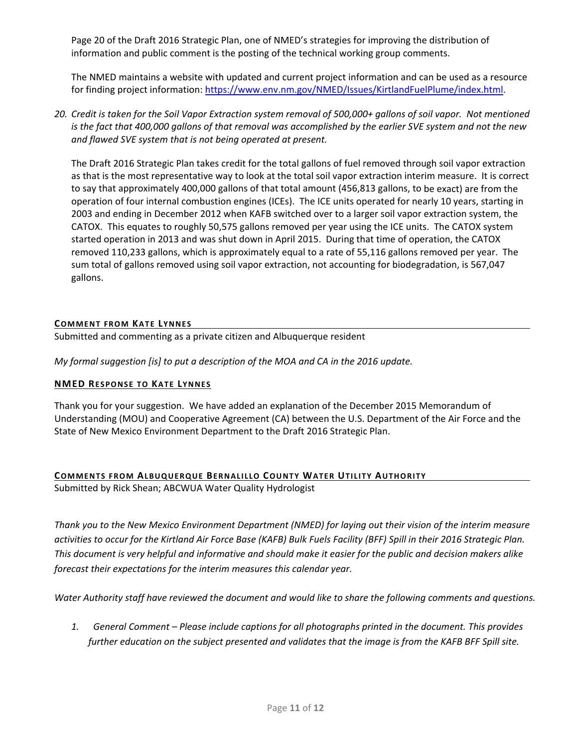Page 20 of the Draft 2016 Strategic Plan, one of NMED's strategies for improving the distribution of information and public comment is the posting of the technical working group comments.

The NMED maintains a website with updated and current project information and can be used as a resource for finding project information: https://www.env.nm.gov/NMED/Issues/KirtlandFuelPlume/index.html.

20. *Credit is taken for the Soil Vapor Extraction system removal of 500,000+ gallons of soil vapor. Not mentioned is the fact that 400,000 gallons of that removal was accomplished by the earlier SVE system and not the new and flawed SVE system that is not being operated at present.*

    The Draft 2016 Strategic Plan takes credit for the total gallons of fuel removed through soil vapor extraction as that is the most representative way to look at the total soil vapor extraction interim measure. It is correct to say that approximately 400,000 gallons of that total amount (456,813 gallons, to be exact) are from the operation of four internal combustion engines (ICEs). The ICE units operated for nearly 10 years, starting in 2003 and ending in December 2012 when KAFB switched over to a larger soil vapor extraction system, the CATOX. This equates to roughly 50,575 gallons removed per year using the ICE units. The CATOX system started operation in 2013 and was shut down in April 2015. During that time of operation, the CATOX removed 110,233 gallons, which is approximately equal to a rate of 55,116 gallons removed per year. The sum total of gallons removed using soil vapor extraction, not accounting for biodegradation, is 567,047 gallons.

### **Comment from Kate Lynnes**

Submitted and commenting as a private citizen and Albuquerque resident

*My formal suggestion [is] to put a description of the MOA and CA in the 2016 update.*

### **NMED Response to Kate Lynnes**

Thank you for your suggestion. We have added an explanation of the December 2015 Memorandum of Understanding (MOU) and Cooperative Agreement (CA) between the U.S. Department of the Air Force and the State of New Mexico Environment Department to the Draft 2016 Strategic Plan.

### **Comments from Albuquerque Bernalillo County Water Utility Authority**

Submitted by Rick Shean; ABCWUA Water Quality Hydrologist

*Thank you to the New Mexico Environment Department (NMED) for laying out their vision of the interim measure activities to occur for the Kirtland Air Force Base (KAFB) Bulk Fuels Facility (BFF) Spill in their 2016 Strategic Plan. This document is very helpful and informative and should make it easier for the public and decision makers alike forecast their expectations for the interim measures this calendar year.*

*Water Authority staff have reviewed the document and would like to share the following comments and questions.*

1. *General Comment – Please include captions for all photographs printed in the document. This provides further education on the subject presented and validates that the image is from the KAFB BFF Spill site.*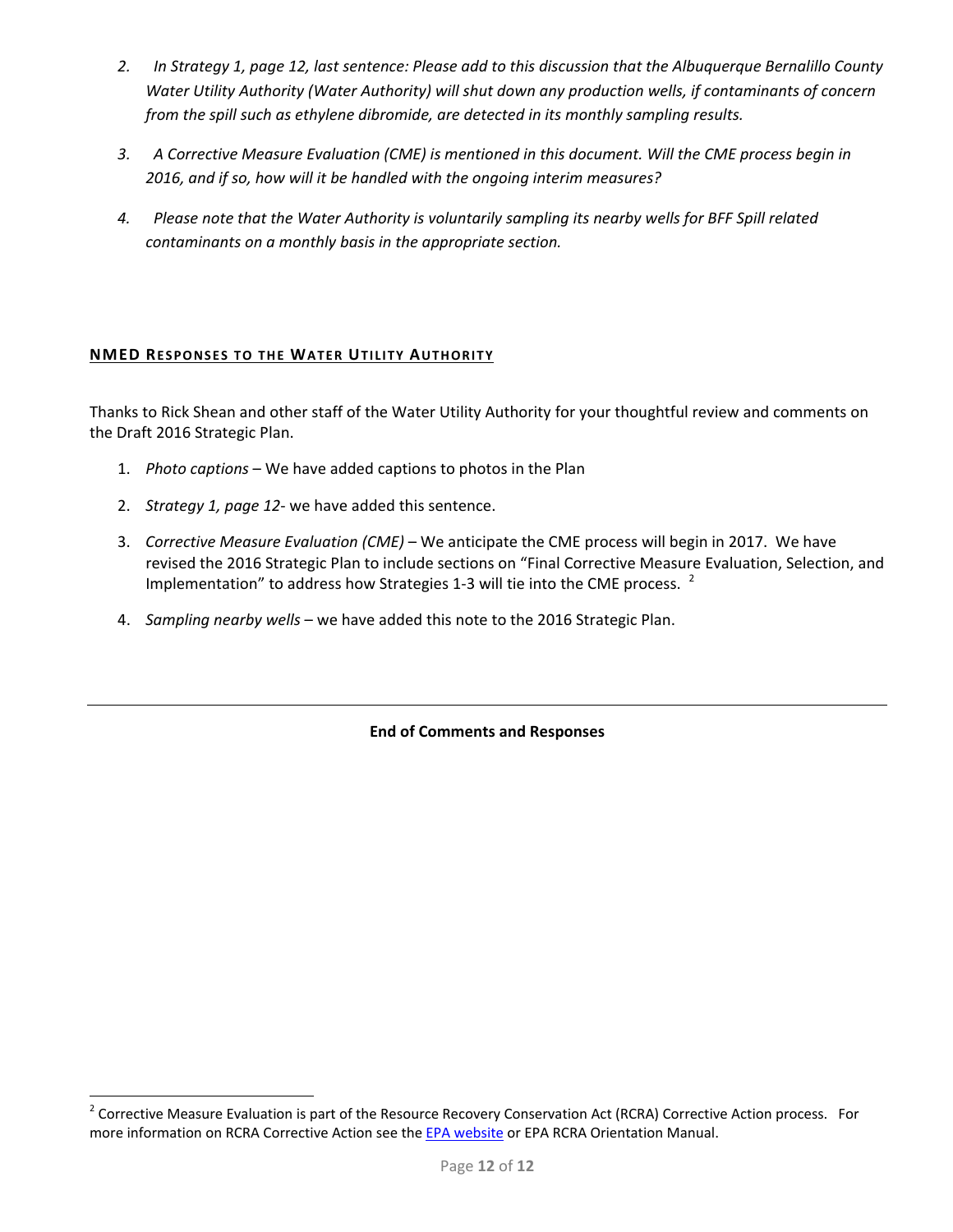2. *In Strategy 1, page 12, last sentence: Please add to this discussion that the Albuquerque Bernalillo County Water Utility Authority (Water Authority) will shut down any production wells, if contaminants of concern from the spill such as ethylene dibromide, are detected in its monthly sampling results.*

3. *A Corrective Measure Evaluation (CME) is mentioned in this document. Will the CME process begin in 2016, and if so, how will it be handled with the ongoing interim measures?*

4. *Please note that the Water Authority is voluntarily sampling its nearby wells for BFF Spill related contaminants on a monthly basis in the appropriate section.*

## NMED RESPONSES TO THE WATER UTILITY AUTHORITY

Thanks to Rick Shean and other staff of the Water Utility Authority for your thoughtful review and comments on the Draft 2016 Strategic Plan.

1. *Photo captions* – We have added captions to photos in the Plan
2. *Strategy 1, page 12*- we have added this sentence.
3. *Corrective Measure Evaluation (CME)* – We anticipate the CME process will begin in 2017. We have revised the 2016 Strategic Plan to include sections on "Final Corrective Measure Evaluation, Selection, and Implementation" to address how Strategies 1-3 will tie into the CME process. [2]
4. *Sampling nearby wells* – we have added this note to the 2016 Strategic Plan.

---

**End of Comments and Responses**

[2] Corrective Measure Evaluation is part of the Resource Recovery Conservation Act (RCRA) Corrective Action process. For more information on RCRA Corrective Action see the EPA website or EPA RCRA Orientation Manual.